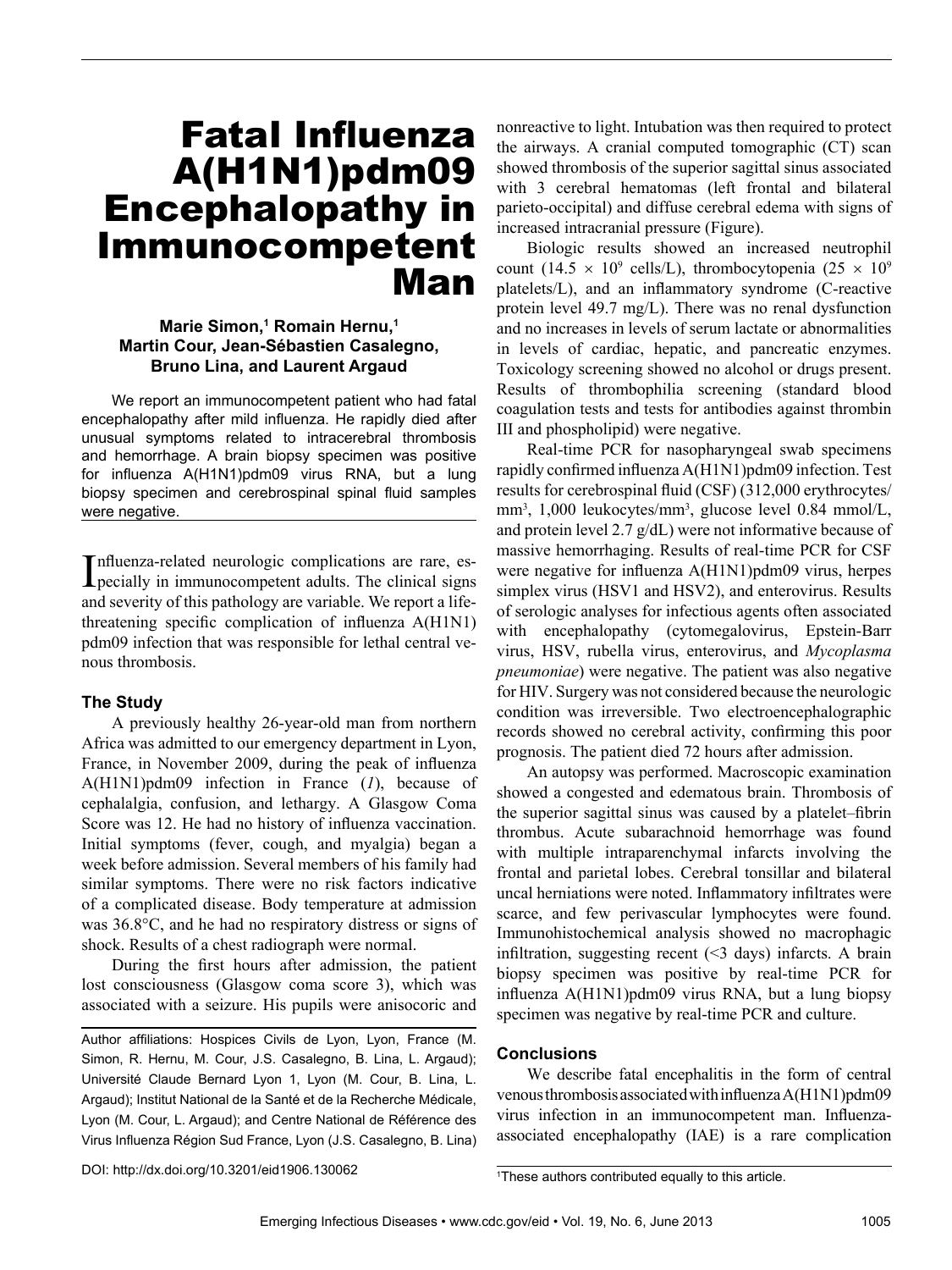# Fatal Influenza A(H1N1)pdm09 Encephalopathy in Immunocompetent Man

**Marie Simon,[1] Romain Hernu,[1] Martin Cour, Jean-Sébastien Casalegno, Bruno Lina, and Laurent Argaud**

We report an immunocompetent patient who had fatal encephalopathy after mild influenza. He rapidly died after unusual symptoms related to intracerebral thrombosis and hemorrhage. A brain biopsy specimen was positive for influenza A(H1N1)pdm09 virus RNA, but a lung biopsy specimen and cerebrospinal spinal fluid samples were negative.

Influenza-related neurologic complications are rare, especially in immunocompetent adults. The clinical signs and severity of this pathology are variable. We report a life-threatening specific complication of influenza A(H1N1) pdm09 infection that was responsible for lethal central venous thrombosis.

## The Study

A previously healthy 26-year-old man from northern Africa was admitted to our emergency department in Lyon, France, in November 2009, during the peak of influenza A(H1N1)pdm09 infection in France (*1*), because of cephalalgia, confusion, and lethargy. A Glasgow Coma Score was 12. He had no history of influenza vaccination. Initial symptoms (fever, cough, and myalgia) began a week before admission. Several members of his family had similar symptoms. There were no risk factors indicative of a complicated disease. Body temperature at admission was 36.8°C, and he had no respiratory distress or signs of shock. Results of a chest radiograph were normal.

During the first hours after admission, the patient lost consciousness (Glasgow coma score 3), which was associated with a seizure. His pupils were anisocoric and nonreactive to light. Intubation was then required to protect the airways. A cranial computed tomographic (CT) scan showed thrombosis of the superior sagittal sinus associated with 3 cerebral hematomas (left frontal and bilateral parieto-occipital) and diffuse cerebral edema with signs of increased intracranial pressure (Figure).

Biologic results showed an increased neutrophil count ($14.5 \times 10^9$ cells/L), thrombocytopenia ($25 \times 10^9$ platelets/L), and an inflammatory syndrome (C-reactive protein level 49.7 mg/L). There was no renal dysfunction and no increases in levels of serum lactate or abnormalities in levels of cardiac, hepatic, and pancreatic enzymes. Toxicology screening showed no alcohol or drugs present. Results of thrombophilia screening (standard blood coagulation tests and tests for antibodies against thrombin III and phospholipid) were negative.

Real-time PCR for nasopharyngeal swab specimens rapidly confirmed influenza A(H1N1)pdm09 infection. Test results for cerebrospinal fluid (CSF) (312,000 erythrocytes/mm$^3$, 1,000 leukocytes/mm$^3$, glucose level 0.84 mmol/L, and protein level 2.7 g/dL) were not informative because of massive hemorrhaging. Results of real-time PCR for CSF were negative for influenza A(H1N1)pdm09 virus, herpes simplex virus (HSV1 and HSV2), and enterovirus. Results of serologic analyses for infectious agents often associated with encephalopathy (cytomegalovirus, Epstein-Barr virus, HSV, rubella virus, enterovirus, and *Mycoplasma pneumoniae*) were negative. The patient was also negative for HIV. Surgery was not considered because the neurologic condition was irreversible. Two electroencephalographic records showed no cerebral activity, confirming this poor prognosis. The patient died 72 hours after admission.

An autopsy was performed. Macroscopic examination showed a congested and edematous brain. Thrombosis of the superior sagittal sinus was caused by a platelet–fibrin thrombus. Acute subarachnoid hemorrhage was found with multiple intraparenchymal infarcts involving the frontal and parietal lobes. Cerebral tonsillar and bilateral uncal herniations were noted. Inflammatory infiltrates were scarce, and few perivascular lymphocytes were found. Immunohistochemical analysis showed no macrophagic infiltration, suggesting recent (<3 days) infarcts. A brain biopsy specimen was positive by real-time PCR for influenza A(H1N1)pdm09 virus RNA, but a lung biopsy specimen was negative by real-time PCR and culture.

## Conclusions

We describe fatal encephalitis in the form of central venous thrombosis associated with influenza A(H1N1)pdm09 virus infection in an immunocompetent man. Influenza-associated encephalopathy (IAE) is a rare complication

Author affiliations: Hospices Civils de Lyon, Lyon, France (M. Simon, R. Hernu, M. Cour, J.S. Casalegno, B. Lina, L. Argaud); Université Claude Bernard Lyon 1, Lyon (M. Cour, B. Lina, L. Argaud); Institut National de la Santé et de la Recherche Médicale, Lyon (M. Cour, L. Argaud); and Centre National de Référence des Virus Influenza Région Sud France, Lyon (J.S. Casalegno, B. Lina)

DOI: http://dx.doi.org/10.3201/eid1906.130062

[1]These authors contributed equally to this article.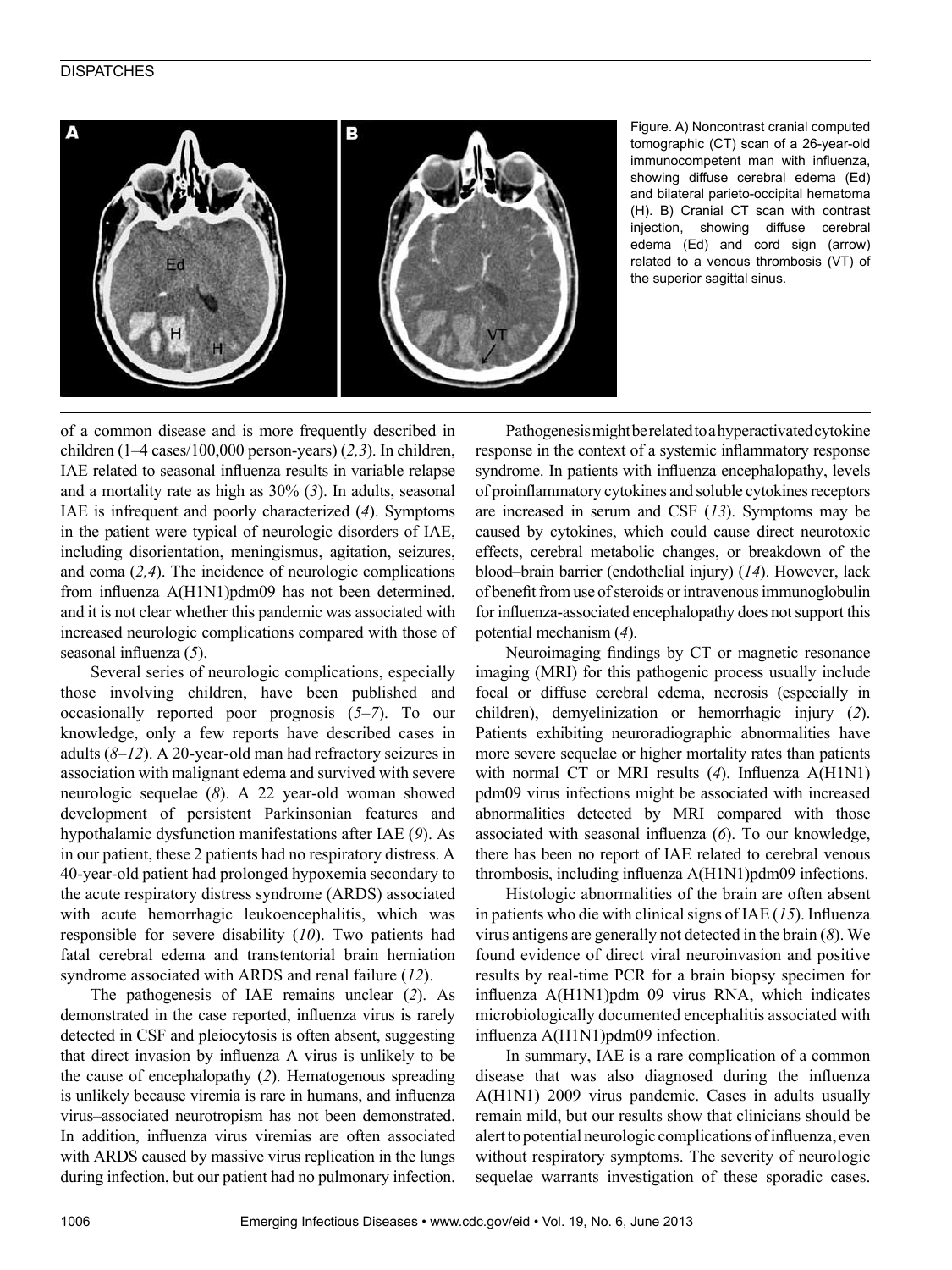Figure. A) Noncontrast cranial computed tomographic (CT) scan of a 26-year-old immunocompetent man with influenza, showing diffuse cerebral edema (Ed) and bilateral parieto-occipital hematoma (H). B) Cranial CT scan with contrast injection, showing diffuse cerebral edema (Ed) and cord sign (arrow) related to a venous thrombosis (VT) of the superior sagittal sinus.

of a common disease and is more frequently described in children (1–4 cases/100,000 person-years) (*2,3*). In children, IAE related to seasonal influenza results in variable relapse and a mortality rate as high as 30% (*3*). In adults, seasonal IAE is infrequent and poorly characterized (*4*). Symptoms in the patient were typical of neurologic disorders of IAE, including disorientation, meningismus, agitation, seizures, and coma (*2,4*). The incidence of neurologic complications from influenza A(H1N1)pdm09 has not been determined, and it is not clear whether this pandemic was associated with increased neurologic complications compared with those of seasonal influenza (*5*).

Several series of neurologic complications, especially those involving children, have been published and occasionally reported poor prognosis (*5–7*). To our knowledge, only a few reports have described cases in adults (*8–12*). A 20-year-old man had refractory seizures in association with malignant edema and survived with severe neurologic sequelae (*8*). A 22 year-old woman showed development of persistent Parkinsonian features and hypothalamic dysfunction manifestations after IAE (*9*). As in our patient, these 2 patients had no respiratory distress. A 40-year-old patient had prolonged hypoxemia secondary to the acute respiratory distress syndrome (ARDS) associated with acute hemorrhagic leukoencephalitis, which was responsible for severe disability (*10*). Two patients had fatal cerebral edema and transtentorial brain herniation syndrome associated with ARDS and renal failure (*12*).

The pathogenesis of IAE remains unclear (*2*). As demonstrated in the case reported, influenza virus is rarely detected in CSF and pleiocytosis is often absent, suggesting that direct invasion by influenza A virus is unlikely to be the cause of encephalopathy (*2*). Hematogenous spreading is unlikely because viremia is rare in humans, and influenza virus–associated neurotropism has not been demonstrated. In addition, influenza virus viremias are often associated with ARDS caused by massive virus replication in the lungs during infection, but our patient had no pulmonary infection.

Pathogenesis might be related to a hyperactivated cytokine response in the context of a systemic inflammatory response syndrome. In patients with influenza encephalopathy, levels of proinflammatory cytokines and soluble cytokines receptors are increased in serum and CSF (*13*). Symptoms may be caused by cytokines, which could cause direct neurotoxic effects, cerebral metabolic changes, or breakdown of the blood–brain barrier (endothelial injury) (*14*). However, lack of benefit from use of steroids or intravenous immunoglobulin for influenza-associated encephalopathy does not support this potential mechanism (*4*).

Neuroimaging findings by CT or magnetic resonance imaging (MRI) for this pathogenic process usually include focal or diffuse cerebral edema, necrosis (especially in children), demyelinization or hemorrhagic injury (*2*). Patients exhibiting neuroradiographic abnormalities have more severe sequelae or higher mortality rates than patients with normal CT or MRI results (*4*). Influenza A(H1N1) pdm09 virus infections might be associated with increased abnormalities detected by MRI compared with those associated with seasonal influenza (*6*). To our knowledge, there has been no report of IAE related to cerebral venous thrombosis, including influenza A(H1N1)pdm09 infections.

Histologic abnormalities of the brain are often absent in patients who die with clinical signs of IAE (*15*). Influenza virus antigens are generally not detected in the brain (*8*). We found evidence of direct viral neuroinvasion and positive results by real-time PCR for a brain biopsy specimen for influenza A(H1N1)pdm 09 virus RNA, which indicates microbiologically documented encephalitis associated with influenza A(H1N1)pdm09 infection.

In summary, IAE is a rare complication of a common disease that was also diagnosed during the influenza A(H1N1) 2009 virus pandemic. Cases in adults usually remain mild, but our results show that clinicians should be alert to potential neurologic complications of influenza, even without respiratory symptoms. The severity of neurologic sequelae warrants investigation of these sporadic cases.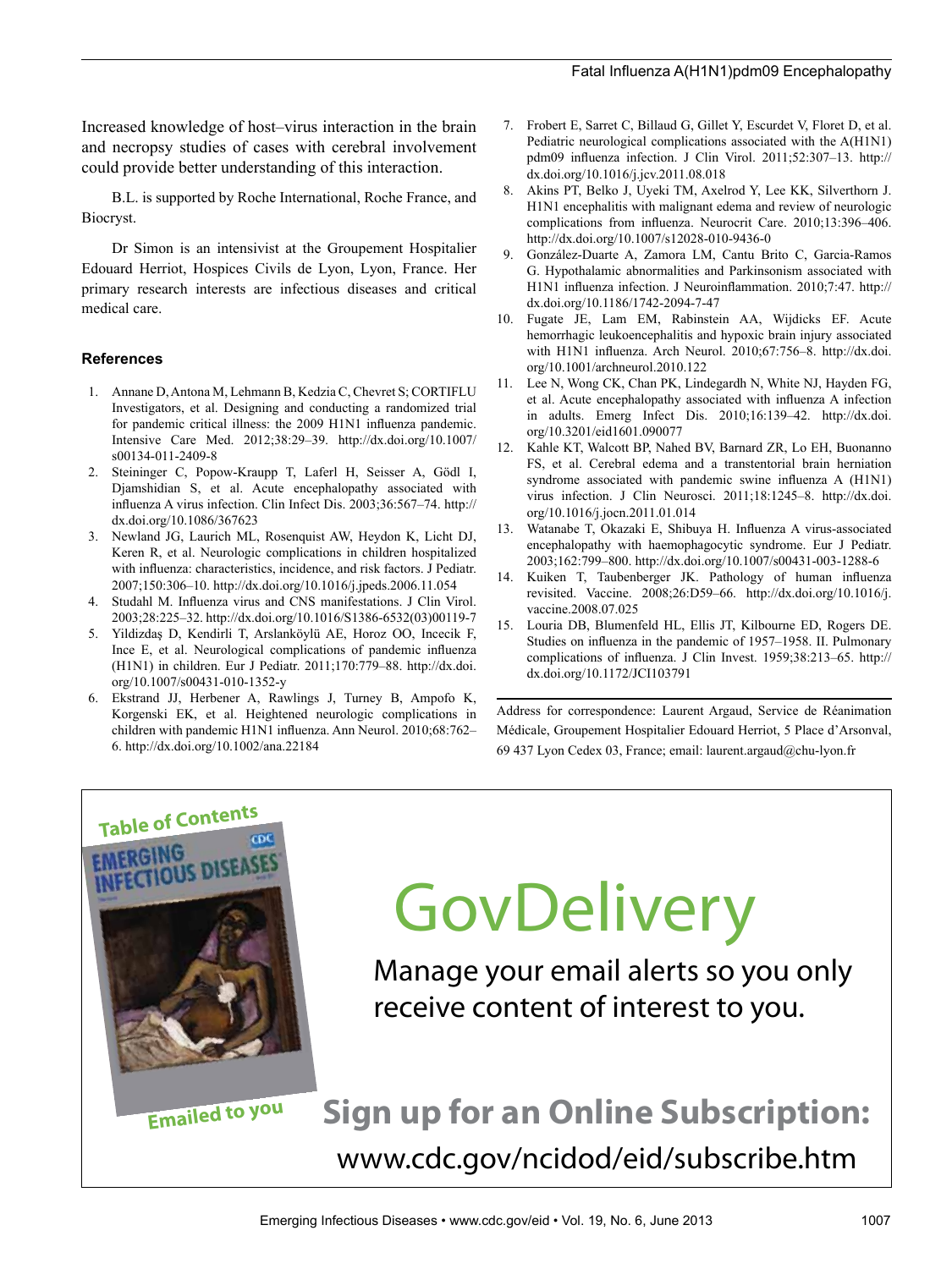Increased knowledge of host–virus interaction in the brain and necropsy studies of cases with cerebral involvement could provide better understanding of this interaction.

B.L. is supported by Roche International, Roche France, and Biocryst.

Dr Simon is an intensivist at the Groupement Hospitalier Edouard Herriot, Hospices Civils de Lyon, Lyon, France. Her primary research interests are infectious diseases and critical medical care.

## References

1. Annane D, Antona M, Lehmann B, Kedzia C, Chevret S; CORTIFLU Investigators, et al. Designing and conducting a randomized trial for pandemic critical illness: the 2009 H1N1 influenza pandemic. Intensive Care Med. 2012;38:29–39. http://dx.doi.org/10.1007/s00134-011-2409-8
2. Steininger C, Popow-Kraupp T, Laferl H, Seisser A, Gödl I, Djamshidian S, et al. Acute encephalopathy associated with influenza A virus infection. Clin Infect Dis. 2003;36:567–74. http://dx.doi.org/10.1086/367623
3. Newland JG, Laurich ML, Rosenquist AW, Heydon K, Licht DJ, Keren R, et al. Neurologic complications in children hospitalized with influenza: characteristics, incidence, and risk factors. J Pediatr. 2007;150:306–10. http://dx.doi.org/10.1016/j.jpeds.2006.11.054
4. Studahl M. Influenza virus and CNS manifestations. J Clin Virol. 2003;28:225–32. http://dx.doi.org/10.1016/S1386-6532(03)00119-7
5. Yildizdaş D, Kendirli T, Arslanköylü AE, Horoz OO, Incecik F, Ince E, et al. Neurological complications of pandemic influenza (H1N1) in children. Eur J Pediatr. 2011;170:779–88. http://dx.doi.org/10.1007/s00431-010-1352-y
6. Ekstrand JJ, Herbener A, Rawlings J, Turney B, Ampofo K, Korgenski EK, et al. Heightened neurologic complications in children with pandemic H1N1 influenza. Ann Neurol. 2010;68:762–6. http://dx.doi.org/10.1002/ana.22184
7. Frobert E, Sarret C, Billaud G, Gillet Y, Escurdet V, Floret D, et al. Pediatric neurological complications associated with the A(H1N1)pdm09 influenza infection. J Clin Virol. 2011;52:307–13. http://dx.doi.org/10.1016/j.jcv.2011.08.018
8. Akins PT, Belko J, Uyeki TM, Axelrod Y, Lee KK, Silverthorn J. H1N1 encephalitis with malignant edema and review of neurologic complications from influenza. Neurocrit Care. 2010;13:396–406. http://dx.doi.org/10.1007/s12028-010-9436-0
9. González-Duarte A, Zamora LM, Cantu Brito C, Garcia-Ramos G. Hypothalamic abnormalities and Parkinsonism associated with H1N1 influenza infection. J Neuroinflammation. 2010;7:47. http://dx.doi.org/10.1186/1742-2094-7-47
10. Fugate JE, Lam EM, Rabinstein AA, Wijdicks EF. Acute hemorrhagic leukoencephalitis and hypoxic brain injury associated with H1N1 influenza. Arch Neurol. 2010;67:756–8. http://dx.doi.org/10.1001/archneurol.2010.122
11. Lee N, Wong CK, Chan PK, Lindegardh N, White NJ, Hayden FG, et al. Acute encephalopathy associated with influenza A infection in adults. Emerg Infect Dis. 2010;16:139–42. http://dx.doi.org/10.3201/eid1601.090077
12. Kahle KT, Walcott BP, Nahed BV, Barnard ZR, Lo EH, Buonanno FS, et al. Cerebral edema and a transtentorial brain herniation syndrome associated with pandemic swine influenza A (H1N1) virus infection. J Clin Neurosci. 2011;18:1245–8. http://dx.doi.org/10.1016/j.jocn.2011.01.014
13. Watanabe T, Okazaki E, Shibuya H. Influenza A virus-associated encephalopathy with haemophagocytic syndrome. Eur J Pediatr. 2003;162:799–800. http://dx.doi.org/10.1007/s00431-003-1288-6
14. Kuiken T, Taubenberger JK. Pathology of human influenza revisited. Vaccine. 2008;26:D59–66. http://dx.doi.org/10.1016/j.vaccine.2008.07.025
15. Louria DB, Blumenfeld HL, Ellis JT, Kilbourne ED, Rogers DE. Studies on influenza in the pandemic of 1957–1958. II. Pulmonary complications of influenza. J Clin Invest. 1959;38:213–65. http://dx.doi.org/10.1172/JCI103791

Address for correspondence: Laurent Argaud, Service de Réanimation Médicale, Groupement Hospitalier Edouard Herriot, 5 Place d'Arsonval, 69 437 Lyon Cedex 03, France; email: laurent.argaud@chu-lyon.fr

Table of Contents

Emailed to you

GovDelivery

Manage your email alerts so you only receive content of interest to you.

**Sign up for an Online Subscription:**

www.cdc.gov/ncidod/eid/subscribe.htm